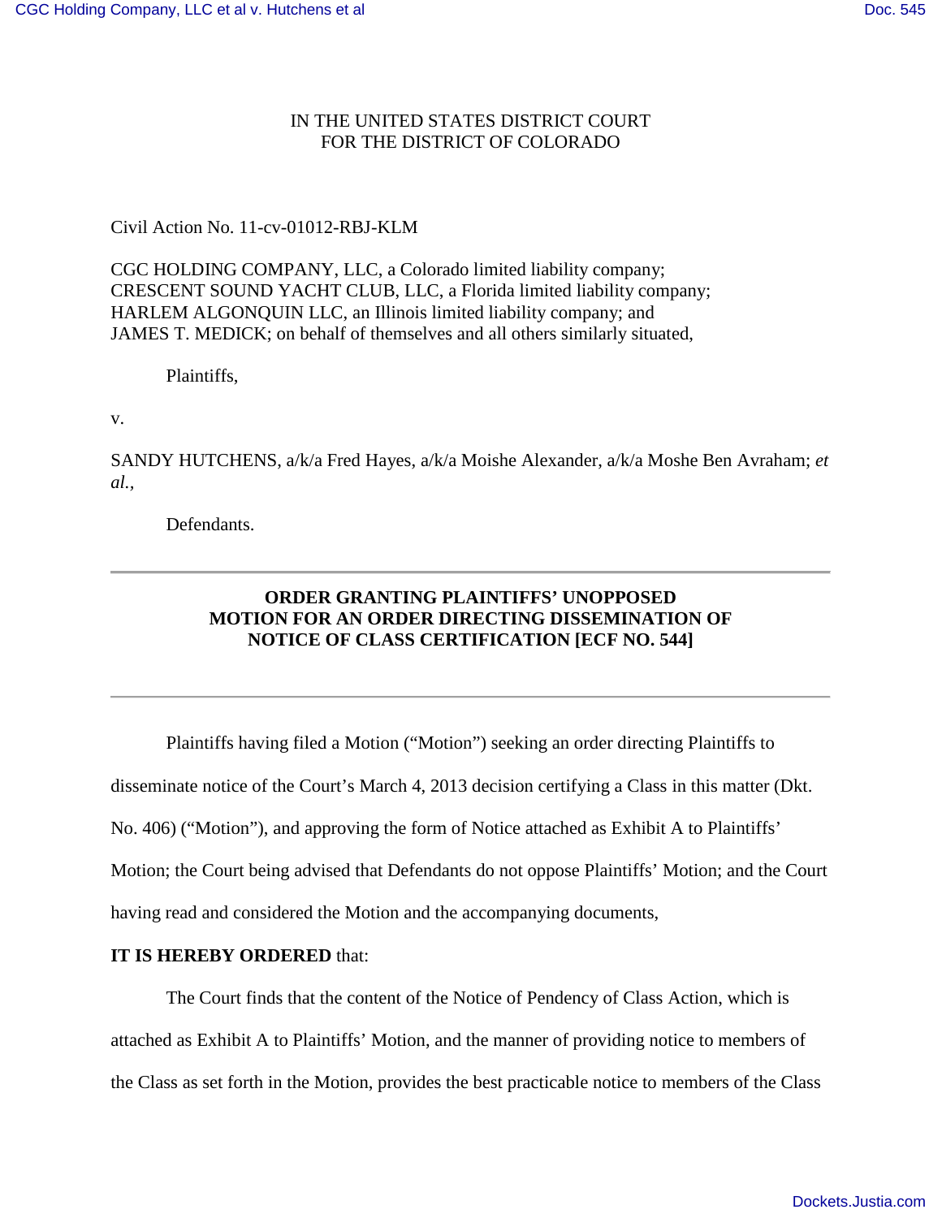IN THE UNITED STATES DISTRICT COURT
FOR THE DISTRICT OF COLORADO

Civil Action No. 11-cv-01012-RBJ-KLM

CGC HOLDING COMPANY, LLC, a Colorado limited liability company;
CRESCENT SOUND YACHT CLUB, LLC, a Florida limited liability company;
HARLEM ALGONQUIN LLC, an Illinois limited liability company; and
JAMES T. MEDICK; on behalf of themselves and all others similarly situated,

Plaintiffs,

v.

SANDY HUTCHENS, a/k/a Fred Hayes, a/k/a Moishe Alexander, a/k/a Moshe Ben Avraham; *et al.*,

Defendants.

---

**ORDER GRANTING PLAINTIFFS' UNOPPOSED MOTION FOR AN ORDER DIRECTING DISSEMINATION OF NOTICE OF CLASS CERTIFICATION [ECF NO. 544]**

---

Plaintiffs having filed a Motion ("Motion") seeking an order directing Plaintiffs to disseminate notice of the Court's March 4, 2013 decision certifying a Class in this matter (Dkt. No. 406) ("Motion"), and approving the form of Notice attached as Exhibit A to Plaintiffs' Motion; the Court being advised that Defendants do not oppose Plaintiffs' Motion; and the Court having read and considered the Motion and the accompanying documents,

**IT IS HEREBY ORDERED** that:

The Court finds that the content of the Notice of Pendency of Class Action, which is attached as Exhibit A to Plaintiffs' Motion, and the manner of providing notice to members of the Class as set forth in the Motion, provides the best practicable notice to members of the Class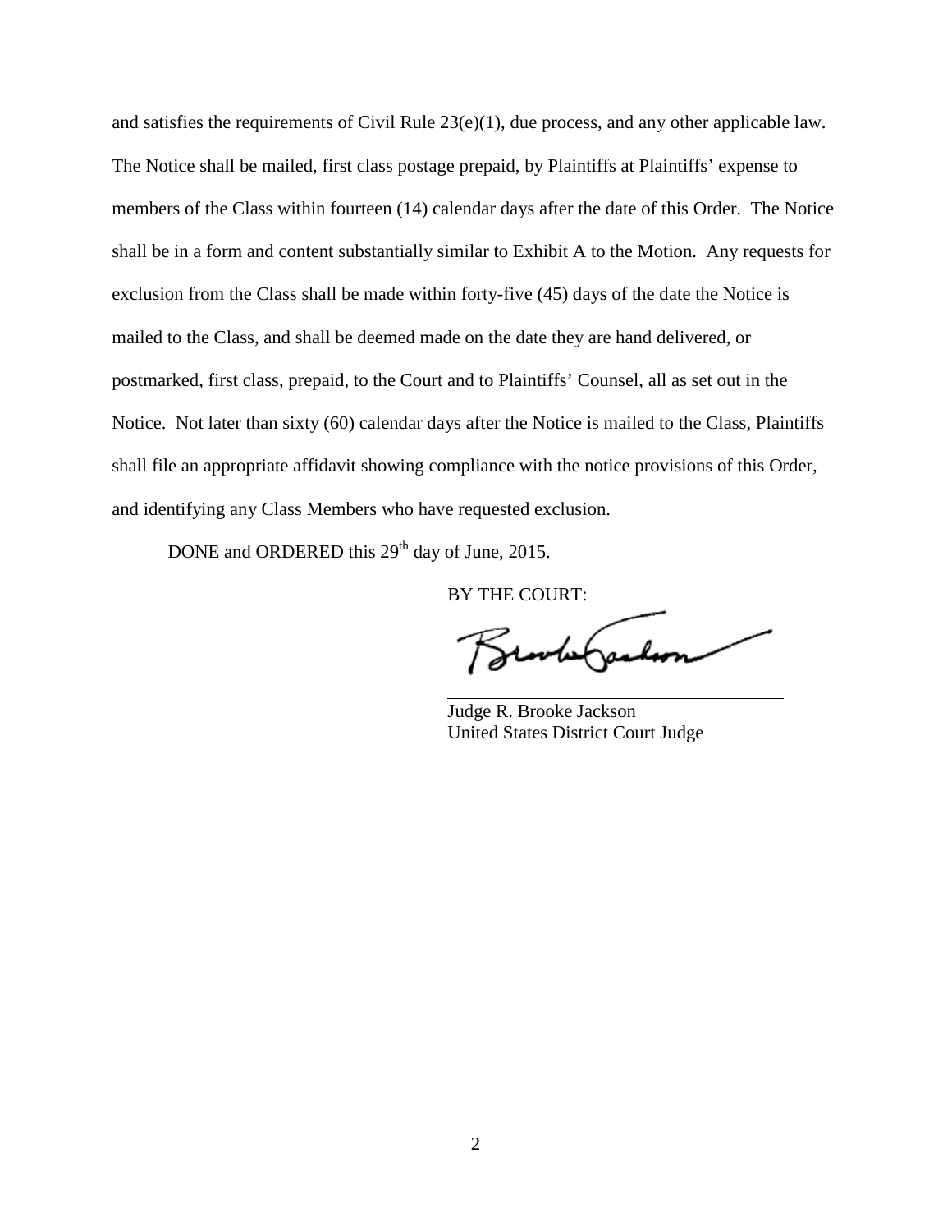and satisfies the requirements of Civil Rule 23(e)(1), due process, and any other applicable law. The Notice shall be mailed, first class postage prepaid, by Plaintiffs at Plaintiffs' expense to members of the Class within fourteen (14) calendar days after the date of this Order. The Notice shall be in a form and content substantially similar to Exhibit A to the Motion. Any requests for exclusion from the Class shall be made within forty-five (45) days of the date the Notice is mailed to the Class, and shall be deemed made on the date they are hand delivered, or postmarked, first class, prepaid, to the Court and to Plaintiffs' Counsel, all as set out in the Notice. Not later than sixty (60) calendar days after the Notice is mailed to the Class, Plaintiffs shall file an appropriate affidavit showing compliance with the notice provisions of this Order, and identifying any Class Members who have requested exclusion.

DONE and ORDERED this 29th day of June, 2015.

BY THE COURT:

Judge R. Brooke Jackson
United States District Court Judge